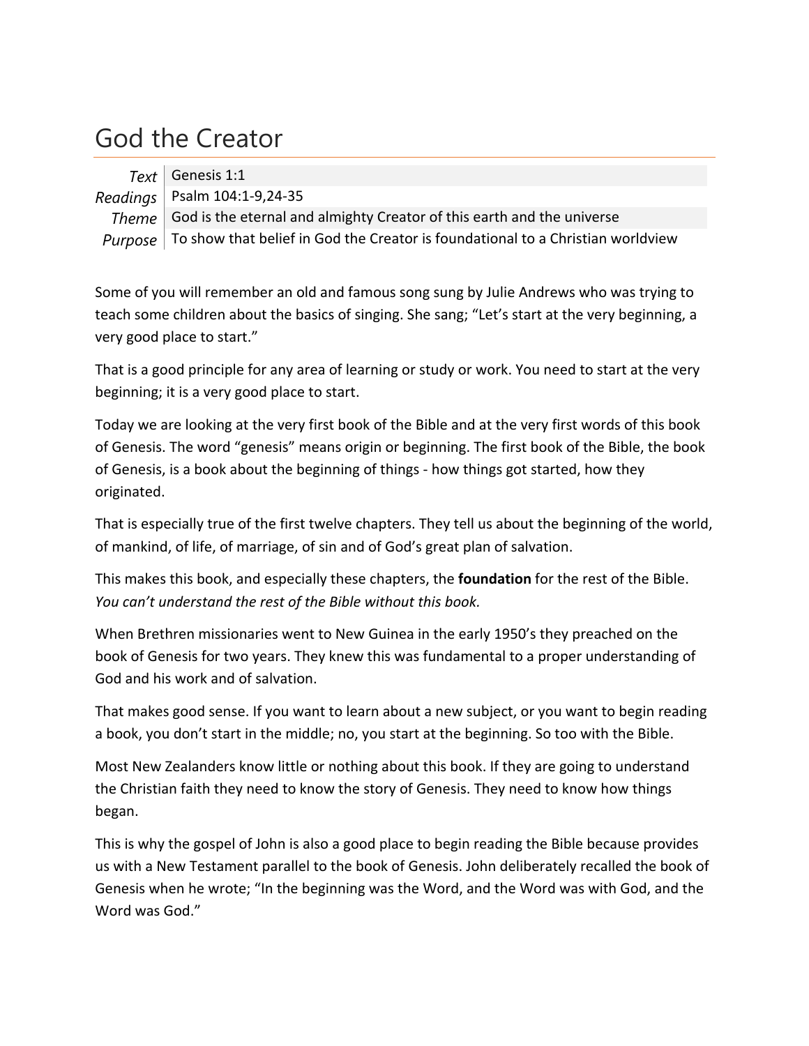# God the Creator

| | |
|---|---|
| *Text* | Genesis 1:1 |
| *Readings* | Psalm 104:1-9,24-35 |
| *Theme* | God is the eternal and almighty Creator of this earth and the universe |
| *Purpose* | To show that belief in God the Creator is foundational to a Christian worldview |

Some of you will remember an old and famous song sung by Julie Andrews who was trying to teach some children about the basics of singing. She sang; "Let's start at the very beginning, a very good place to start."

That is a good principle for any area of learning or study or work. You need to start at the very beginning; it is a very good place to start.

Today we are looking at the very first book of the Bible and at the very first words of this book of Genesis. The word "genesis" means origin or beginning. The first book of the Bible, the book of Genesis, is a book about the beginning of things - how things got started, how they originated.

That is especially true of the first twelve chapters. They tell us about the beginning of the world, of mankind, of life, of marriage, of sin and of God's great plan of salvation.

This makes this book, and especially these chapters, the **foundation** for the rest of the Bible. *You can't understand the rest of the Bible without this book.*

When Brethren missionaries went to New Guinea in the early 1950's they preached on the book of Genesis for two years. They knew this was fundamental to a proper understanding of God and his work and of salvation.

That makes good sense. If you want to learn about a new subject, or you want to begin reading a book, you don't start in the middle; no, you start at the beginning. So too with the Bible.

Most New Zealanders know little or nothing about this book. If they are going to understand the Christian faith they need to know the story of Genesis. They need to know how things began.

This is why the gospel of John is also a good place to begin reading the Bible because provides us with a New Testament parallel to the book of Genesis. John deliberately recalled the book of Genesis when he wrote; "In the beginning was the Word, and the Word was with God, and the Word was God."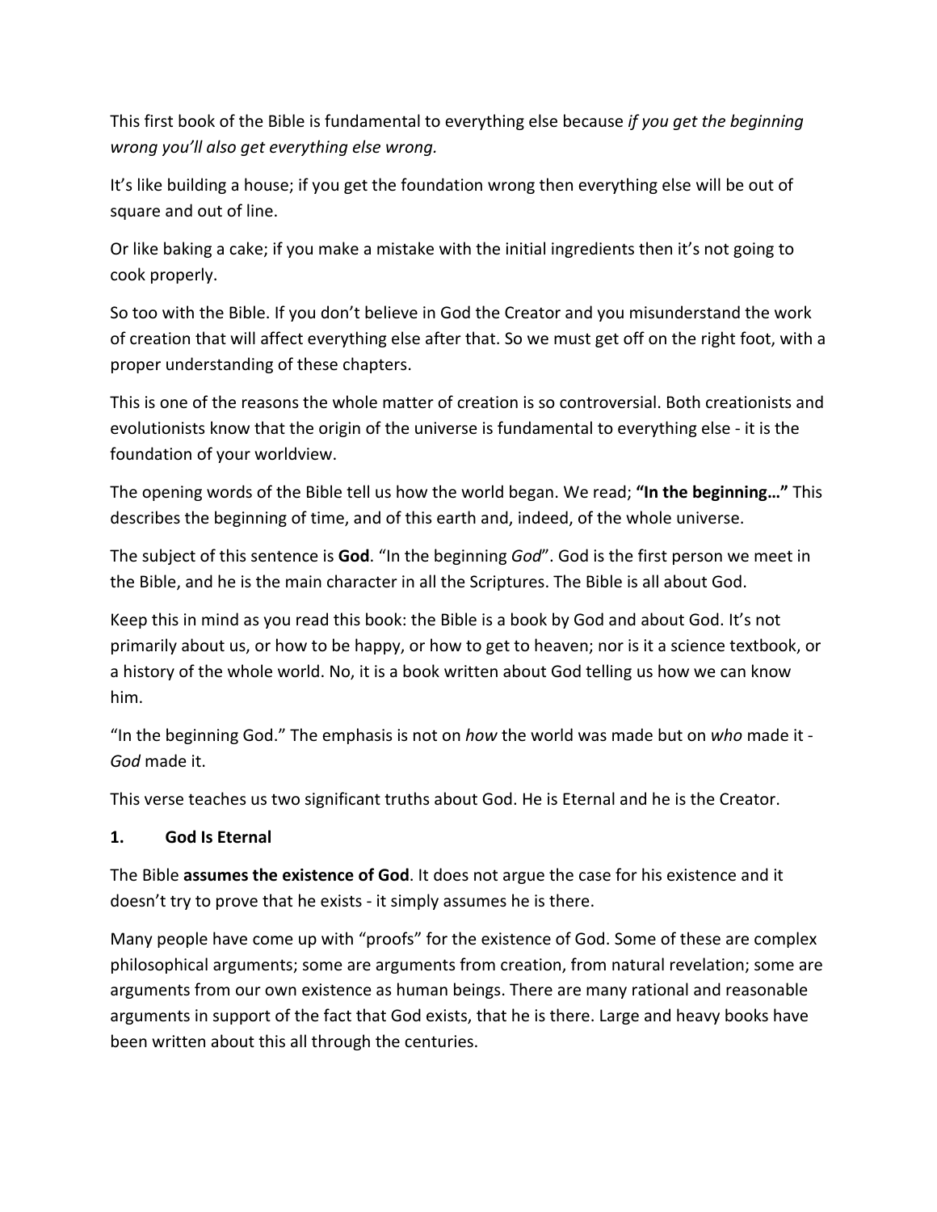This first book of the Bible is fundamental to everything else because *if you get the beginning wrong you'll also get everything else wrong.*

It's like building a house; if you get the foundation wrong then everything else will be out of square and out of line.

Or like baking a cake; if you make a mistake with the initial ingredients then it's not going to cook properly.

So too with the Bible. If you don't believe in God the Creator and you misunderstand the work of creation that will affect everything else after that. So we must get off on the right foot, with a proper understanding of these chapters.

This is one of the reasons the whole matter of creation is so controversial. Both creationists and evolutionists know that the origin of the universe is fundamental to everything else - it is the foundation of your worldview.

The opening words of the Bible tell us how the world began. We read; **"In the beginning…"** This describes the beginning of time, and of this earth and, indeed, of the whole universe.

The subject of this sentence is **God**. "In the beginning *God*". God is the first person we meet in the Bible, and he is the main character in all the Scriptures. The Bible is all about God.

Keep this in mind as you read this book: the Bible is a book by God and about God. It's not primarily about us, or how to be happy, or how to get to heaven; nor is it a science textbook, or a history of the whole world. No, it is a book written about God telling us how we can know him.

"In the beginning God." The emphasis is not on *how* the world was made but on *who* made it - *God* made it.

This verse teaches us two significant truths about God. He is Eternal and he is the Creator.

### 1. God Is Eternal

The Bible **assumes the existence of God**. It does not argue the case for his existence and it doesn't try to prove that he exists - it simply assumes he is there.

Many people have come up with "proofs" for the existence of God. Some of these are complex philosophical arguments; some are arguments from creation, from natural revelation; some are arguments from our own existence as human beings. There are many rational and reasonable arguments in support of the fact that God exists, that he is there. Large and heavy books have been written about this all through the centuries.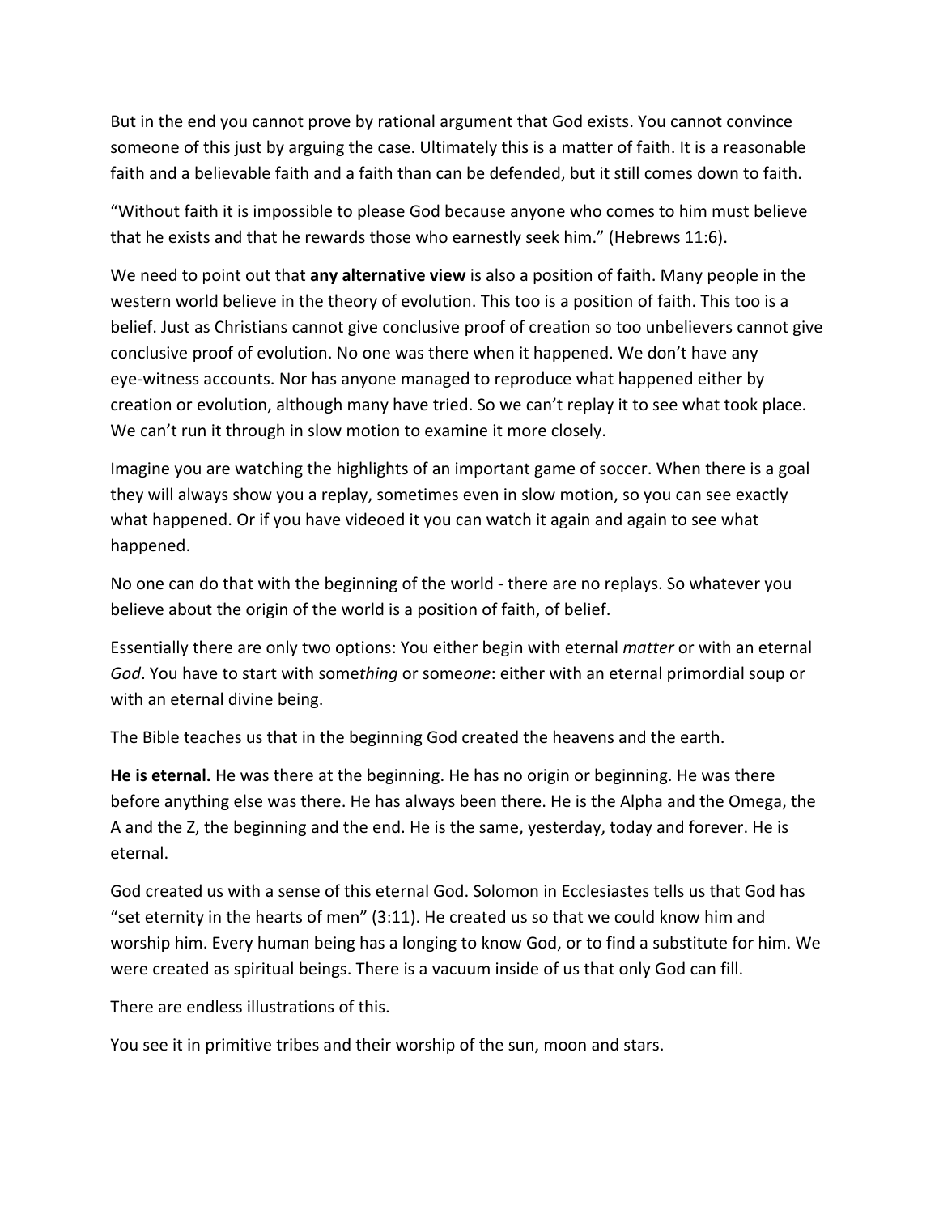But in the end you cannot prove by rational argument that God exists. You cannot convince someone of this just by arguing the case. Ultimately this is a matter of faith. It is a reasonable faith and a believable faith and a faith than can be defended, but it still comes down to faith.

"Without faith it is impossible to please God because anyone who comes to him must believe that he exists and that he rewards those who earnestly seek him." (Hebrews 11:6).

We need to point out that **any alternative view** is also a position of faith. Many people in the western world believe in the theory of evolution. This too is a position of faith. This too is a belief. Just as Christians cannot give conclusive proof of creation so too unbelievers cannot give conclusive proof of evolution. No one was there when it happened. We don't have any eye-witness accounts. Nor has anyone managed to reproduce what happened either by creation or evolution, although many have tried. So we can't replay it to see what took place. We can't run it through in slow motion to examine it more closely.

Imagine you are watching the highlights of an important game of soccer. When there is a goal they will always show you a replay, sometimes even in slow motion, so you can see exactly what happened. Or if you have videoed it you can watch it again and again to see what happened.

No one can do that with the beginning of the world - there are no replays. So whatever you believe about the origin of the world is a position of faith, of belief.

Essentially there are only two options: You either begin with eternal *matter* or with an eternal *God*. You have to start with some*thing* or some*one*: either with an eternal primordial soup or with an eternal divine being.

The Bible teaches us that in the beginning God created the heavens and the earth.

**He is eternal.** He was there at the beginning. He has no origin or beginning. He was there before anything else was there. He has always been there. He is the Alpha and the Omega, the A and the Z, the beginning and the end. He is the same, yesterday, today and forever. He is eternal.

God created us with a sense of this eternal God. Solomon in Ecclesiastes tells us that God has "set eternity in the hearts of men" (3:11). He created us so that we could know him and worship him. Every human being has a longing to know God, or to find a substitute for him. We were created as spiritual beings. There is a vacuum inside of us that only God can fill.

There are endless illustrations of this.

You see it in primitive tribes and their worship of the sun, moon and stars.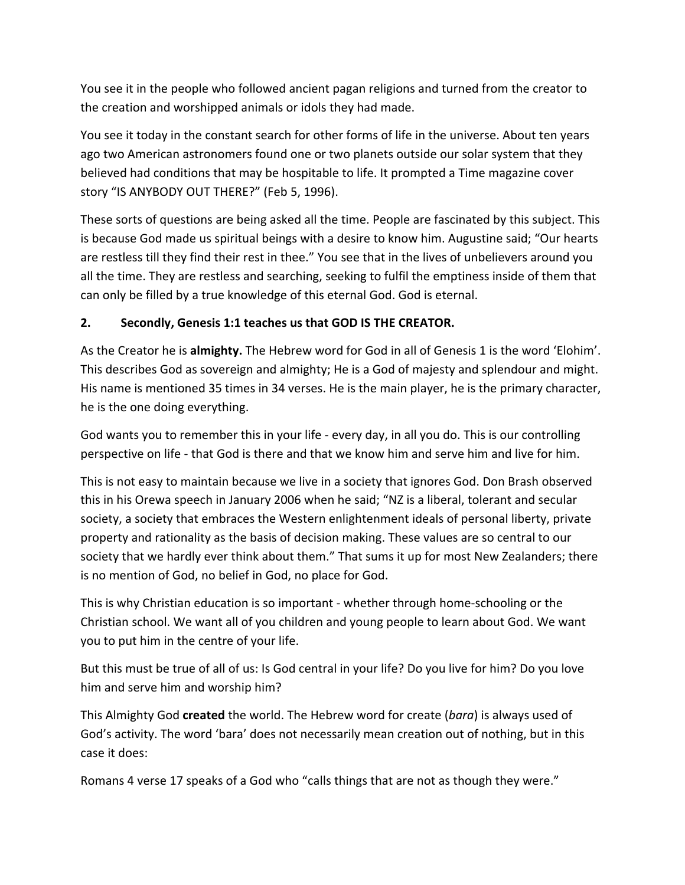You see it in the people who followed ancient pagan religions and turned from the creator to the creation and worshipped animals or idols they had made.

You see it today in the constant search for other forms of life in the universe. About ten years ago two American astronomers found one or two planets outside our solar system that they believed had conditions that may be hospitable to life. It prompted a Time magazine cover story "IS ANYBODY OUT THERE?" (Feb 5, 1996).

These sorts of questions are being asked all the time. People are fascinated by this subject. This is because God made us spiritual beings with a desire to know him. Augustine said; "Our hearts are restless till they find their rest in thee." You see that in the lives of unbelievers around you all the time. They are restless and searching, seeking to fulfil the emptiness inside of them that can only be filled by a true knowledge of this eternal God. God is eternal.

**2. Secondly, Genesis 1:1 teaches us that GOD IS THE CREATOR.**

As the Creator he is **almighty.** The Hebrew word for God in all of Genesis 1 is the word 'Elohim'. This describes God as sovereign and almighty; He is a God of majesty and splendour and might. His name is mentioned 35 times in 34 verses. He is the main player, he is the primary character, he is the one doing everything.

God wants you to remember this in your life - every day, in all you do. This is our controlling perspective on life - that God is there and that we know him and serve him and live for him.

This is not easy to maintain because we live in a society that ignores God. Don Brash observed this in his Orewa speech in January 2006 when he said; "NZ is a liberal, tolerant and secular society, a society that embraces the Western enlightenment ideals of personal liberty, private property and rationality as the basis of decision making. These values are so central to our society that we hardly ever think about them." That sums it up for most New Zealanders; there is no mention of God, no belief in God, no place for God.

This is why Christian education is so important - whether through home-schooling or the Christian school. We want all of you children and young people to learn about God. We want you to put him in the centre of your life.

But this must be true of all of us: Is God central in your life? Do you live for him? Do you love him and serve him and worship him?

This Almighty God **created** the world. The Hebrew word for create (*bara*) is always used of God's activity. The word 'bara' does not necessarily mean creation out of nothing, but in this case it does:

Romans 4 verse 17 speaks of a God who "calls things that are not as though they were."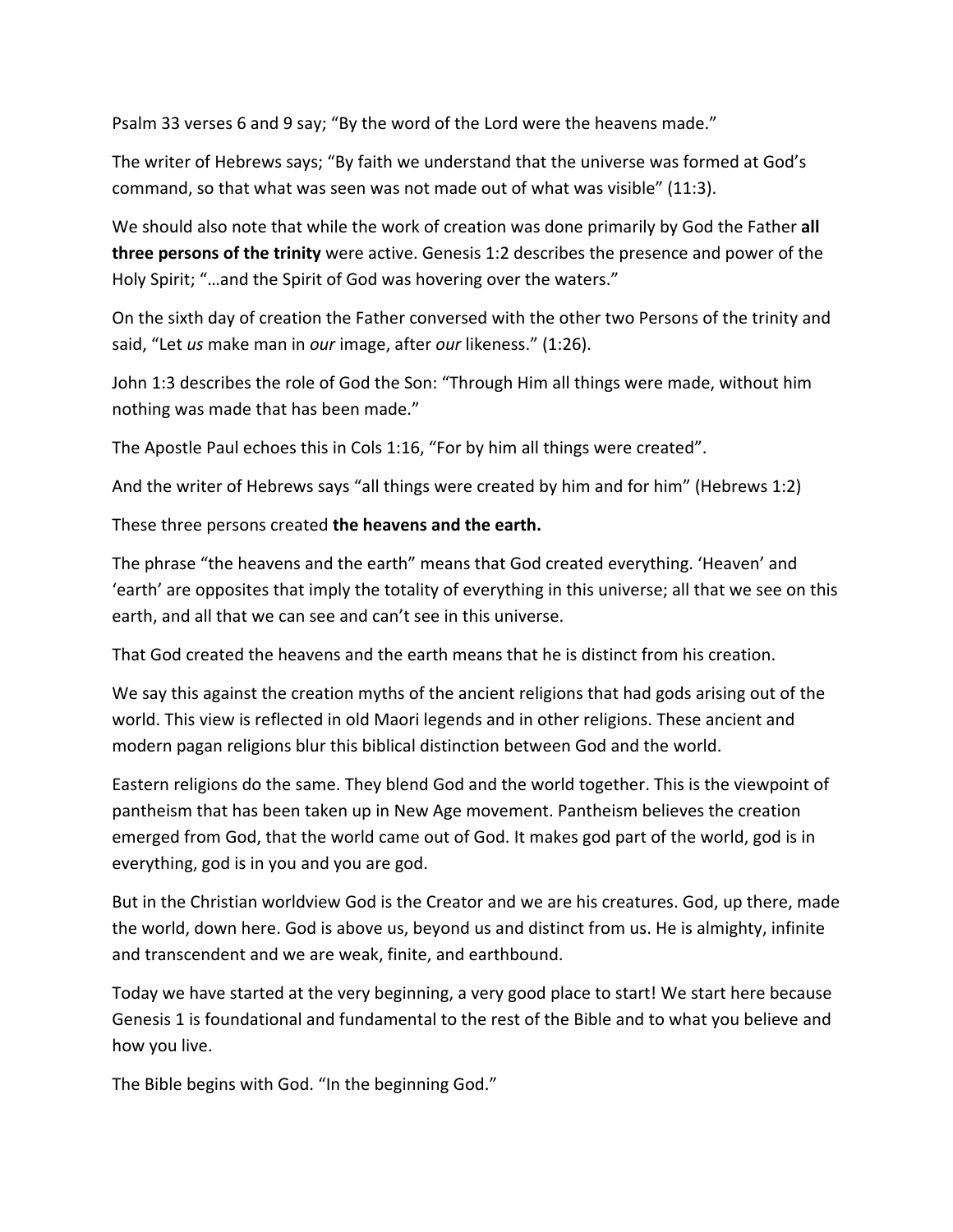Psalm 33 verses 6 and 9 say; "By the word of the Lord were the heavens made."

The writer of Hebrews says; "By faith we understand that the universe was formed at God's command, so that what was seen was not made out of what was visible" (11:3).

We should also note that while the work of creation was done primarily by God the Father **all three persons of the trinity** were active. Genesis 1:2 describes the presence and power of the Holy Spirit; "…and the Spirit of God was hovering over the waters."

On the sixth day of creation the Father conversed with the other two Persons of the trinity and said, "Let *us* make man in *our* image, after *our* likeness." (1:26).

John 1:3 describes the role of God the Son: "Through Him all things were made, without him nothing was made that has been made."

The Apostle Paul echoes this in Cols 1:16, "For by him all things were created".

And the writer of Hebrews says "all things were created by him and for him" (Hebrews 1:2)

These three persons created **the heavens and the earth.**

The phrase "the heavens and the earth" means that God created everything. 'Heaven' and 'earth' are opposites that imply the totality of everything in this universe; all that we see on this earth, and all that we can see and can't see in this universe.

That God created the heavens and the earth means that he is distinct from his creation.

We say this against the creation myths of the ancient religions that had gods arising out of the world. This view is reflected in old Maori legends and in other religions. These ancient and modern pagan religions blur this biblical distinction between God and the world.

Eastern religions do the same. They blend God and the world together. This is the viewpoint of pantheism that has been taken up in New Age movement. Pantheism believes the creation emerged from God, that the world came out of God. It makes god part of the world, god is in everything, god is in you and you are god.

But in the Christian worldview God is the Creator and we are his creatures. God, up there, made the world, down here. God is above us, beyond us and distinct from us. He is almighty, infinite and transcendent and we are weak, finite, and earthbound.

Today we have started at the very beginning, a very good place to start! We start here because Genesis 1 is foundational and fundamental to the rest of the Bible and to what you believe and how you live.

The Bible begins with God. "In the beginning God."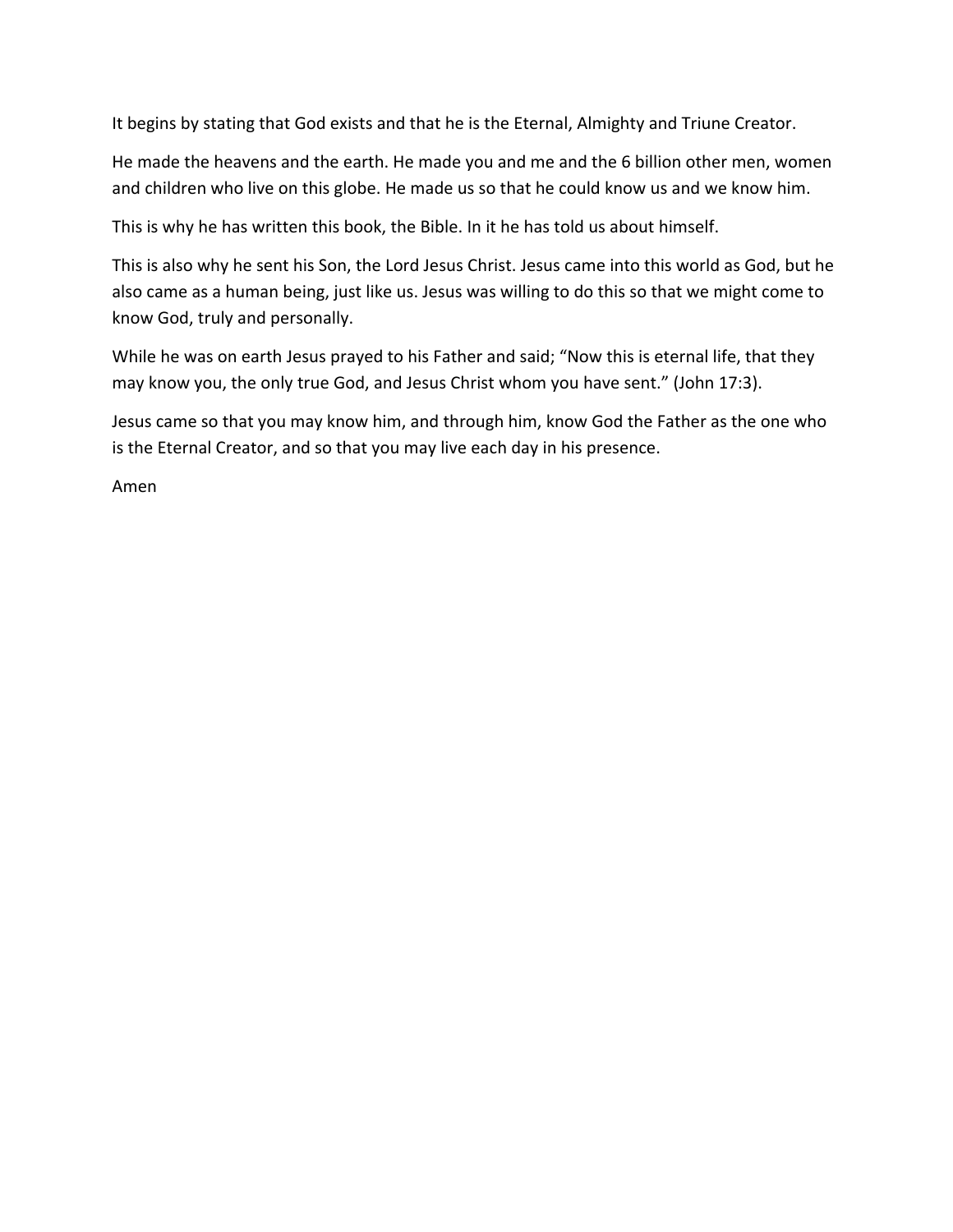It begins by stating that God exists and that he is the Eternal, Almighty and Triune Creator.

He made the heavens and the earth. He made you and me and the 6 billion other men, women and children who live on this globe. He made us so that he could know us and we know him.

This is why he has written this book, the Bible. In it he has told us about himself.

This is also why he sent his Son, the Lord Jesus Christ. Jesus came into this world as God, but he also came as a human being, just like us. Jesus was willing to do this so that we might come to know God, truly and personally.

While he was on earth Jesus prayed to his Father and said; "Now this is eternal life, that they may know you, the only true God, and Jesus Christ whom you have sent." (John 17:3).

Jesus came so that you may know him, and through him, know God the Father as the one who is the Eternal Creator, and so that you may live each day in his presence.

Amen